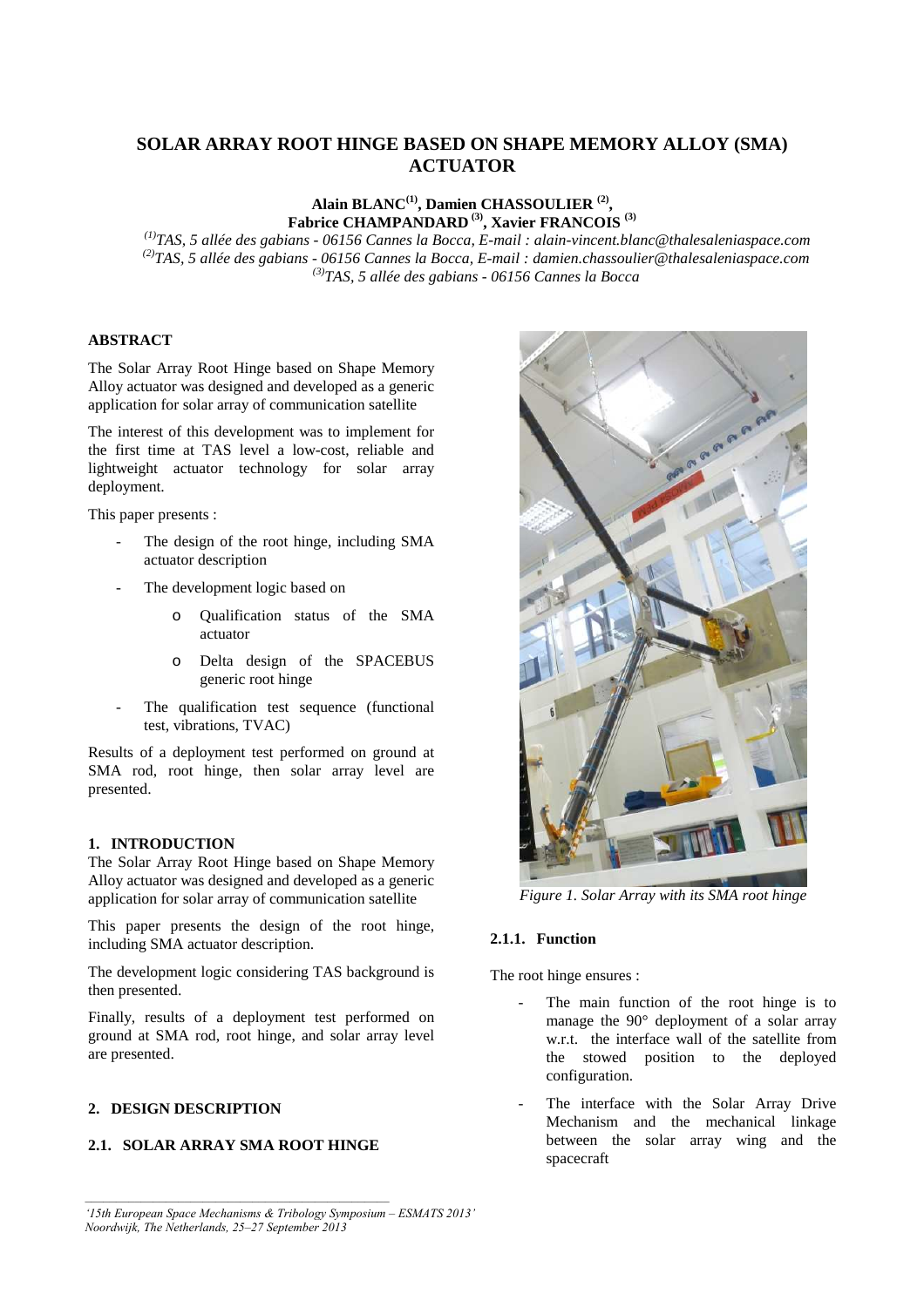# SOLAR ARRAY ROOT HINGE BASED ON SHAPE MEMORY ALLOY (SMA) ACTUATOR

**Alain BLANC[1], Damien CHASSOULIER [2], Fabrice CHAMPANDARD [3], Xavier FRANCOIS [3]**

*[1]TAS, 5 allée des gabians - 06156 Cannes la Bocca, E-mail : alain-vincent.blanc@thalesaleniaspace.com*
*[2]TAS, 5 allée des gabians - 06156 Cannes la Bocca, E-mail : damien.chassoulier@thalesaleniaspace.com*
*[3]TAS, 5 allée des gabians - 06156 Cannes la Bocca*

## ABSTRACT

The Solar Array Root Hinge based on Shape Memory Alloy actuator was designed and developed as a generic application for solar array of communication satellite

The interest of this development was to implement for the first time at TAS level a low-cost, reliable and lightweight actuator technology for solar array deployment.

This paper presents :

- The design of the root hinge, including SMA actuator description
- The development logic based on
  - Qualification status of the SMA actuator
  - Delta design of the SPACEBUS generic root hinge
- The qualification test sequence (functional test, vibrations, TVAC)

Results of a deployment test performed on ground at SMA rod, root hinge, then solar array level are presented.

## 1. INTRODUCTION

The Solar Array Root Hinge based on Shape Memory Alloy actuator was designed and developed as a generic application for solar array of communication satellite

This paper presents the design of the root hinge, including SMA actuator description.

The development logic considering TAS background is then presented.

Finally, results of a deployment test performed on ground at SMA rod, root hinge, and solar array level are presented.

## 2. DESIGN DESCRIPTION

### 2.1. SOLAR ARRAY SMA ROOT HINGE

*Figure 1. Solar Array with its SMA root hinge*

#### 2.1.1. Function

The root hinge ensures :

- The main function of the root hinge is to manage the 90° deployment of a solar array w.r.t. the interface wall of the satellite from the stowed position to the deployed configuration.
- The interface with the Solar Array Drive Mechanism and the mechanical linkage between the solar array wing and the spacecraft

*'15th European Space Mechanisms & Tribology Symposium – ESMATS 2013'*
*Noordwijk, The Netherlands, 25–27 September 2013*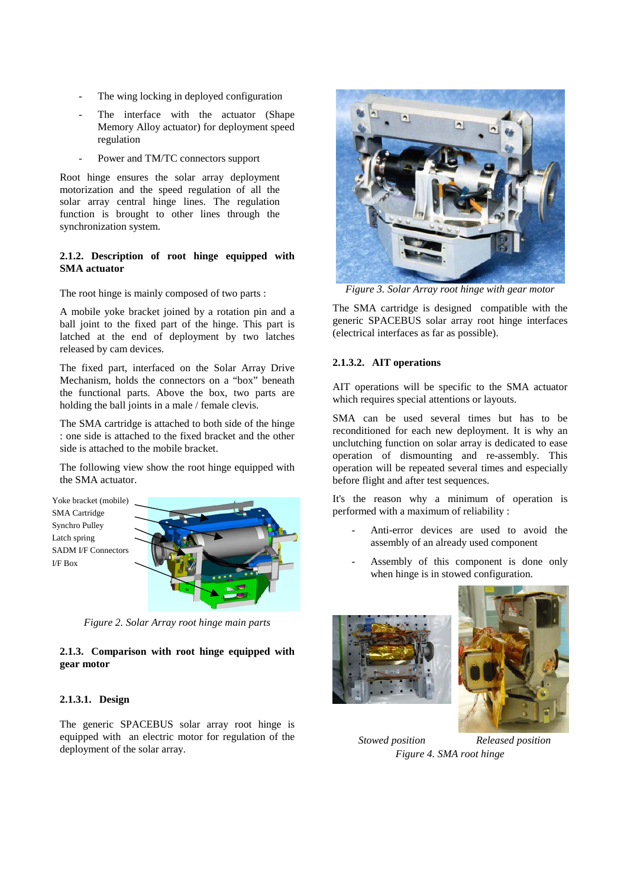- The wing locking in deployed configuration
- The interface with the actuator (Shape Memory Alloy actuator) for deployment speed regulation
- Power and TM/TC connectors support

Root hinge ensures the solar array deployment motorization and the speed regulation of all the solar array central hinge lines. The regulation function is brought to other lines through the synchronization system.

### 2.1.2. Description of root hinge equipped with SMA actuator

The root hinge is mainly composed of two parts :

A mobile yoke bracket joined by a rotation pin and a ball joint to the fixed part of the hinge. This part is latched at the end of deployment by two latches released by cam devices.

The fixed part, interfaced on the Solar Array Drive Mechanism, holds the connectors on a "box" beneath the functional parts. Above the box, two parts are holding the ball joints in a male / female clevis.

The SMA cartridge is attached to both side of the hinge : one side is attached to the fixed bracket and the other side is attached to the mobile bracket.

The following view show the root hinge equipped with the SMA actuator.

Yoke bracket (mobile)
SMA Cartridge
Synchro Pulley
Latch spring
SADM I/F Connectors
I/F Box

*Figure 2. Solar Array root hinge main parts*

### 2.1.3. Comparison with root hinge equipped with gear motor

#### 2.1.3.1. Design

The generic SPACEBUS solar array root hinge is equipped with an electric motor for regulation of the deployment of the solar array.

*Figure 3. Solar Array root hinge with gear motor*

The SMA cartridge is designed compatible with the generic SPACEBUS solar array root hinge interfaces (electrical interfaces as far as possible).

#### 2.1.3.2. AIT operations

AIT operations will be specific to the SMA actuator which requires special attentions or layouts.

SMA can be used several times but has to be reconditioned for each new deployment. It is why an unclutching function on solar array is dedicated to ease operation of dismounting and re-assembly. This operation will be repeated several times and especially before flight and after test sequences.

It's the reason why a minimum of operation is performed with a maximum of reliability :

- Anti-error devices are used to avoid the assembly of an already used component
- Assembly of this component is done only when hinge is in stowed configuration.

*Stowed position* *Released position*

*Figure 4. SMA root hinge*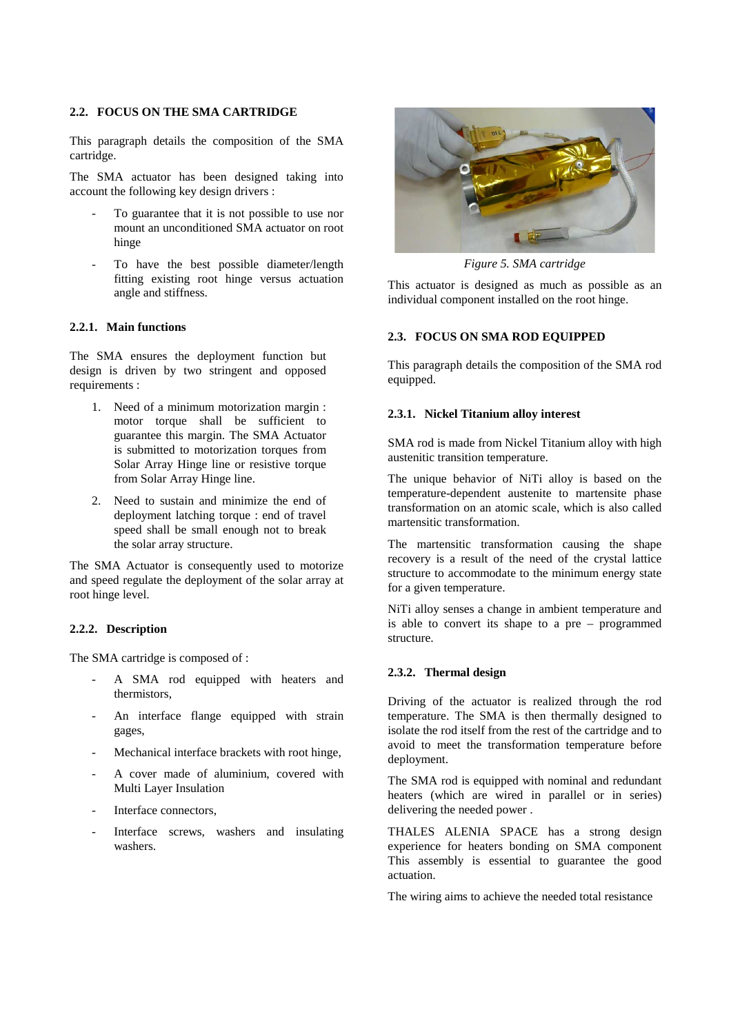### 2.2. FOCUS ON THE SMA CARTRIDGE

This paragraph details the composition of the SMA cartridge.

The SMA actuator has been designed taking into account the following key design drivers :

- To guarantee that it is not possible to use nor mount an unconditioned SMA actuator on root hinge
- To have the best possible diameter/length fitting existing root hinge versus actuation angle and stiffness.

#### 2.2.1. Main functions

The SMA ensures the deployment function but design is driven by two stringent and opposed requirements :

1. Need of a minimum motorization margin : motor torque shall be sufficient to guarantee this margin. The SMA Actuator is submitted to motorization torques from Solar Array Hinge line or resistive torque from Solar Array Hinge line.
2. Need to sustain and minimize the end of deployment latching torque : end of travel speed shall be small enough not to break the solar array structure.

The SMA Actuator is consequently used to motorize and speed regulate the deployment of the solar array at root hinge level.

#### 2.2.2. Description

The SMA cartridge is composed of :

- A SMA rod equipped with heaters and thermistors,
- An interface flange equipped with strain gages,
- Mechanical interface brackets with root hinge,
- A cover made of aluminium, covered with Multi Layer Insulation
- Interface connectors,
- Interface screws, washers and insulating washers.

*Figure 5. SMA cartridge*

This actuator is designed as much as possible as an individual component installed on the root hinge.

### 2.3. FOCUS ON SMA ROD EQUIPPED

This paragraph details the composition of the SMA rod equipped.

#### 2.3.1. Nickel Titanium alloy interest

SMA rod is made from Nickel Titanium alloy with high austenitic transition temperature.

The unique behavior of NiTi alloy is based on the temperature-dependent austenite to martensite phase transformation on an atomic scale, which is also called martensitic transformation.

The martensitic transformation causing the shape recovery is a result of the need of the crystal lattice structure to accommodate to the minimum energy state for a given temperature.

NiTi alloy senses a change in ambient temperature and is able to convert its shape to a pre – programmed structure.

#### 2.3.2. Thermal design

Driving of the actuator is realized through the rod temperature. The SMA is then thermally designed to isolate the rod itself from the rest of the cartridge and to avoid to meet the transformation temperature before deployment.

The SMA rod is equipped with nominal and redundant heaters (which are wired in parallel or in series) delivering the needed power .

THALES ALENIA SPACE has a strong design experience for heaters bonding on SMA component This assembly is essential to guarantee the good actuation.

The wiring aims to achieve the needed total resistance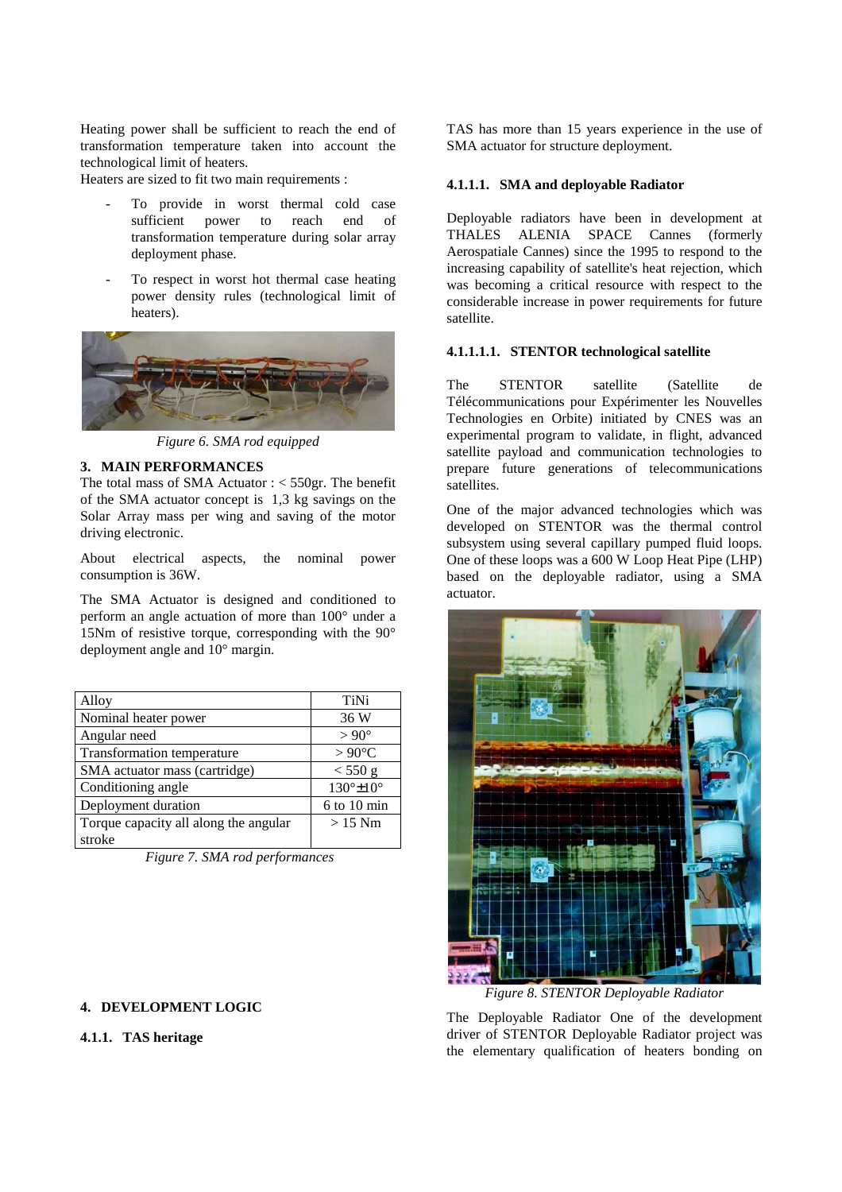Heating power shall be sufficient to reach the end of transformation temperature taken into account the technological limit of heaters.

Heaters are sized to fit two main requirements :

- To provide in worst thermal cold case sufficient power to reach end of transformation temperature during solar array deployment phase.
- To respect in worst hot thermal case heating power density rules (technological limit of heaters).

*Figure 6. SMA rod equipped*

## 3. MAIN PERFORMANCES

The total mass of SMA Actuator : < 550gr. The benefit of the SMA actuator concept is 1,3 kg savings on the Solar Array mass per wing and saving of the motor driving electronic.

About electrical aspects, the nominal power consumption is 36W.

The SMA Actuator is designed and conditioned to perform an angle actuation of more than 100° under a 15Nm of resistive torque, corresponding with the 90° deployment angle and 10° margin.

| Alloy | TiNi |
|---|---|
| Nominal heater power | 36 W |
| Angular need | > 90° |
| Transformation temperature | > 90°C |
| SMA actuator mass (cartridge) | < 550 g |
| Conditioning angle | 130°±10° |
| Deployment duration | 6 to 10 min |
| Torque capacity all along the angular stroke | > 15 Nm |

*Figure 7. SMA rod performances*

## 4. DEVELOPMENT LOGIC

### 4.1.1. TAS heritage

TAS has more than 15 years experience in the use of SMA actuator for structure deployment.

#### 4.1.1.1. SMA and deployable Radiator

Deployable radiators have been in development at THALES ALENIA SPACE Cannes (formerly Aerospatiale Cannes) since the 1995 to respond to the increasing capability of satellite's heat rejection, which was becoming a critical resource with respect to the considerable increase in power requirements for future satellite.

##### 4.1.1.1.1. STENTOR technological satellite

The STENTOR satellite (Satellite de Télécommunications pour Expérimenter les Nouvelles Technologies en Orbite) initiated by CNES was an experimental program to validate, in flight, advanced satellite payload and communication technologies to prepare future generations of telecommunications satellites.

One of the major advanced technologies which was developed on STENTOR was the thermal control subsystem using several capillary pumped fluid loops. One of these loops was a 600 W Loop Heat Pipe (LHP) based on the deployable radiator, using a SMA actuator.

*Figure 8. STENTOR Deployable Radiator*

The Deployable Radiator One of the development driver of STENTOR Deployable Radiator project was the elementary qualification of heaters bonding on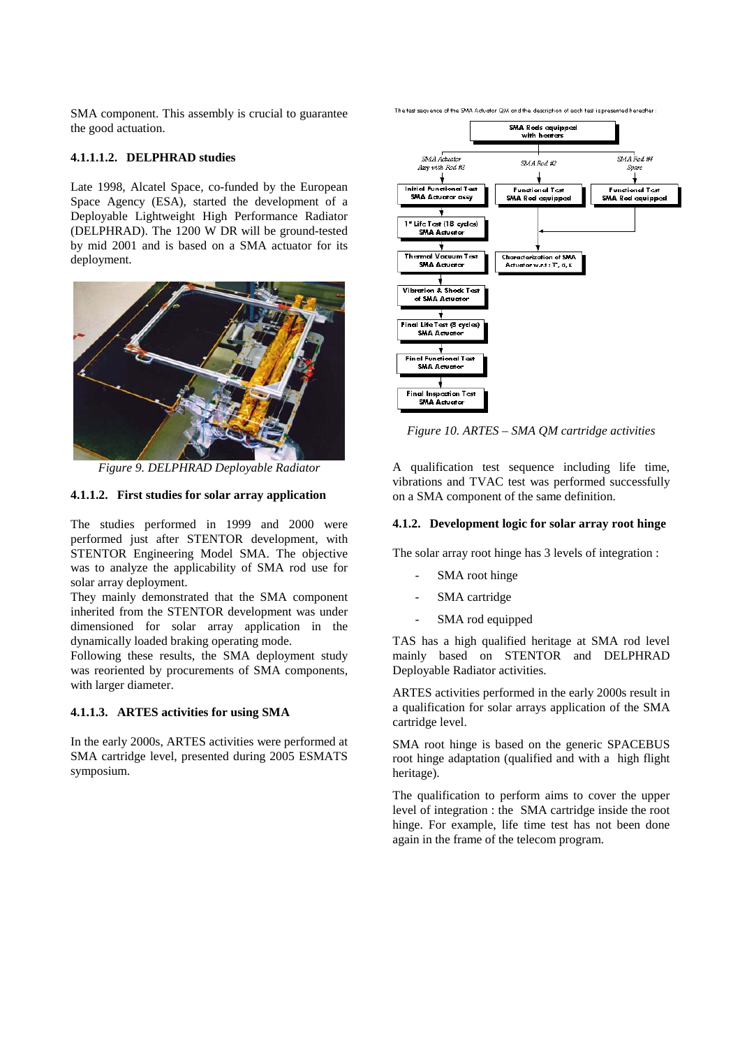SMA component. This assembly is crucial to guarantee the good actuation.

#### 4.1.1.1.2. DELPHRAD studies

Late 1998, Alcatel Space, co-funded by the European Space Agency (ESA), started the development of a Deployable Lightweight High Performance Radiator (DELPHRAD). The 1200 W DR will be ground-tested by mid 2001 and is based on a SMA actuator for its deployment.

*Figure 9. DELPHRAD Deployable Radiator*

#### 4.1.1.2. First studies for solar array application

The studies performed in 1999 and 2000 were performed just after STENTOR development, with STENTOR Engineering Model SMA. The objective was to analyze the applicability of SMA rod use for solar array deployment.

They mainly demonstrated that the SMA component inherited from the STENTOR development was under dimensioned for solar array application in the dynamically loaded braking operating mode.

Following these results, the SMA deployment study was reoriented by procurements of SMA components, with larger diameter.

#### 4.1.1.3. ARTES activities for using SMA

In the early 2000s, ARTES activities were performed at SMA cartridge level, presented during 2005 ESMATS symposium.

*Figure 10. ARTES – SMA QM cartridge activities*

A qualification test sequence including life time, vibrations and TVAC test was performed successfully on a SMA component of the same definition.

### 4.1.2. Development logic for solar array root hinge

The solar array root hinge has 3 levels of integration :

- SMA root hinge
- SMA cartridge
- SMA rod equipped

TAS has a high qualified heritage at SMA rod level mainly based on STENTOR and DELPHRAD Deployable Radiator activities.

ARTES activities performed in the early 2000s result in a qualification for solar arrays application of the SMA cartridge level.

SMA root hinge is based on the generic SPACEBUS root hinge adaptation (qualified and with a high flight heritage).

The qualification to perform aims to cover the upper level of integration : the SMA cartridge inside the root hinge. For example, life time test has not been done again in the frame of the telecom program.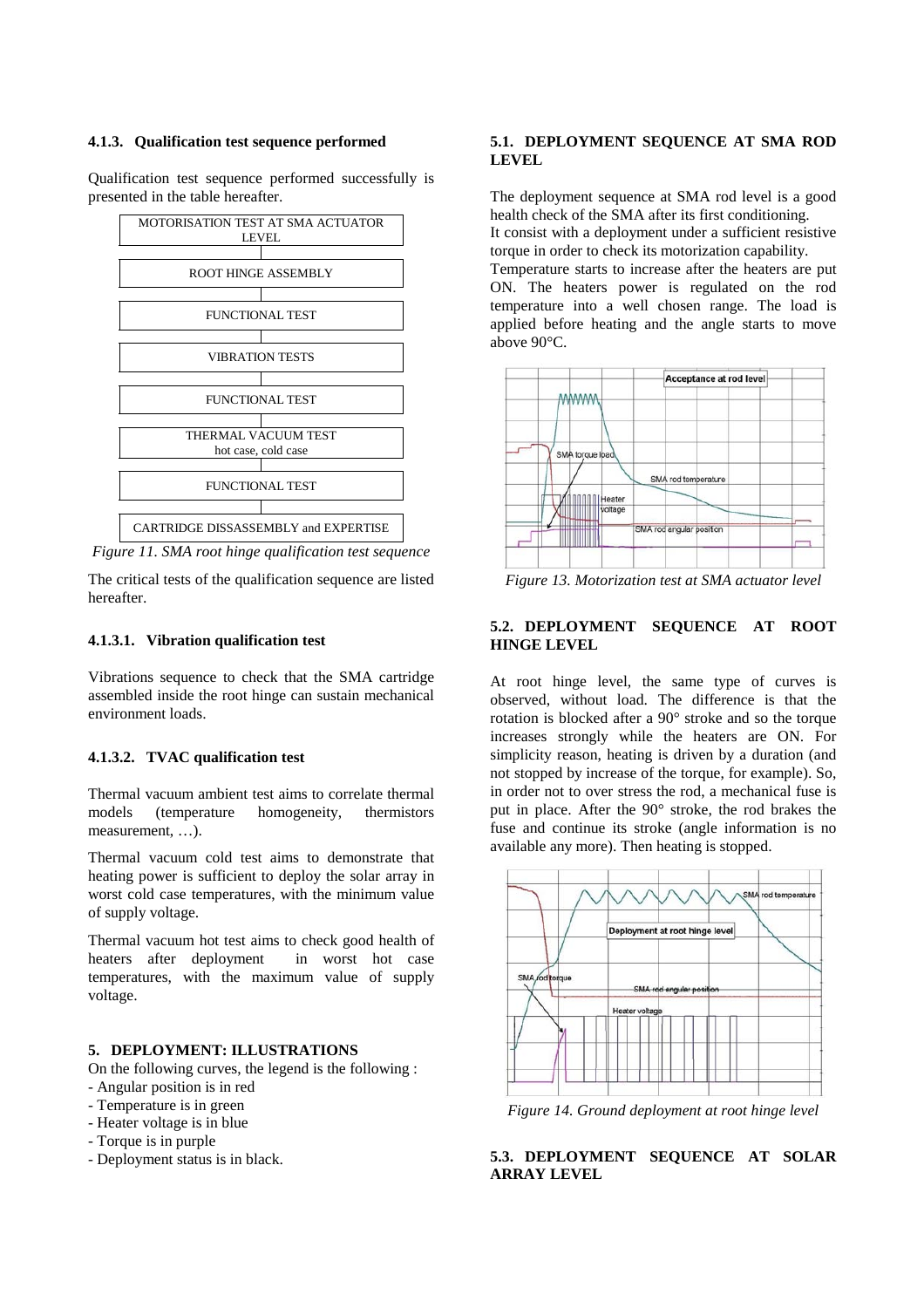#### 4.1.3. Qualification test sequence performed

Qualification test sequence performed successfully is presented in the table hereafter.

MOTORISATION TEST AT SMA ACTUATOR LEVEL

ROOT HINGE ASSEMBLY

FUNCTIONAL TEST

VIBRATION TESTS

FUNCTIONAL TEST

THERMAL VACUUM TEST hot case, cold case

FUNCTIONAL TEST

CARTRIDGE DISSASSEMBLY and EXPERTISE

*Figure 11. SMA root hinge qualification test sequence*

The critical tests of the qualification sequence are listed hereafter.

##### 4.1.3.1. Vibration qualification test

Vibrations sequence to check that the SMA cartridge assembled inside the root hinge can sustain mechanical environment loads.

##### 4.1.3.2. TVAC qualification test

Thermal vacuum ambient test aims to correlate thermal models (temperature homogeneity, thermistors measurement, …).

Thermal vacuum cold test aims to demonstrate that heating power is sufficient to deploy the solar array in worst cold case temperatures, with the minimum value of supply voltage.

Thermal vacuum hot test aims to check good health of heaters after deployment in worst hot case temperatures, with the maximum value of supply voltage.

## 5. DEPLOYMENT: ILLUSTRATIONS

On the following curves, the legend is the following :
- Angular position is in red
- Temperature is in green
- Heater voltage is in blue
- Torque is in purple
- Deployment status is in black.

### 5.1. DEPLOYMENT SEQUENCE AT SMA ROD LEVEL

The deployment sequence at SMA rod level is a good health check of the SMA after its first conditioning.
It consist with a deployment under a sufficient resistive torque in order to check its motorization capability.
Temperature starts to increase after the heaters are put ON. The heaters power is regulated on the rod temperature into a well chosen range. The load is applied before heating and the angle starts to move above 90°C.

*Figure 13. Motorization test at SMA actuator level*

### 5.2. DEPLOYMENT SEQUENCE AT ROOT HINGE LEVEL

At root hinge level, the same type of curves is observed, without load. The difference is that the rotation is blocked after a 90° stroke and so the torque increases strongly while the heaters are ON. For simplicity reason, heating is driven by a duration (and not stopped by increase of the torque, for example). So, in order not to over stress the rod, a mechanical fuse is put in place. After the 90° stroke, the rod brakes the fuse and continue its stroke (angle information is no available any more). Then heating is stopped.

*Figure 14. Ground deployment at root hinge level*

### 5.3. DEPLOYMENT SEQUENCE AT SOLAR ARRAY LEVEL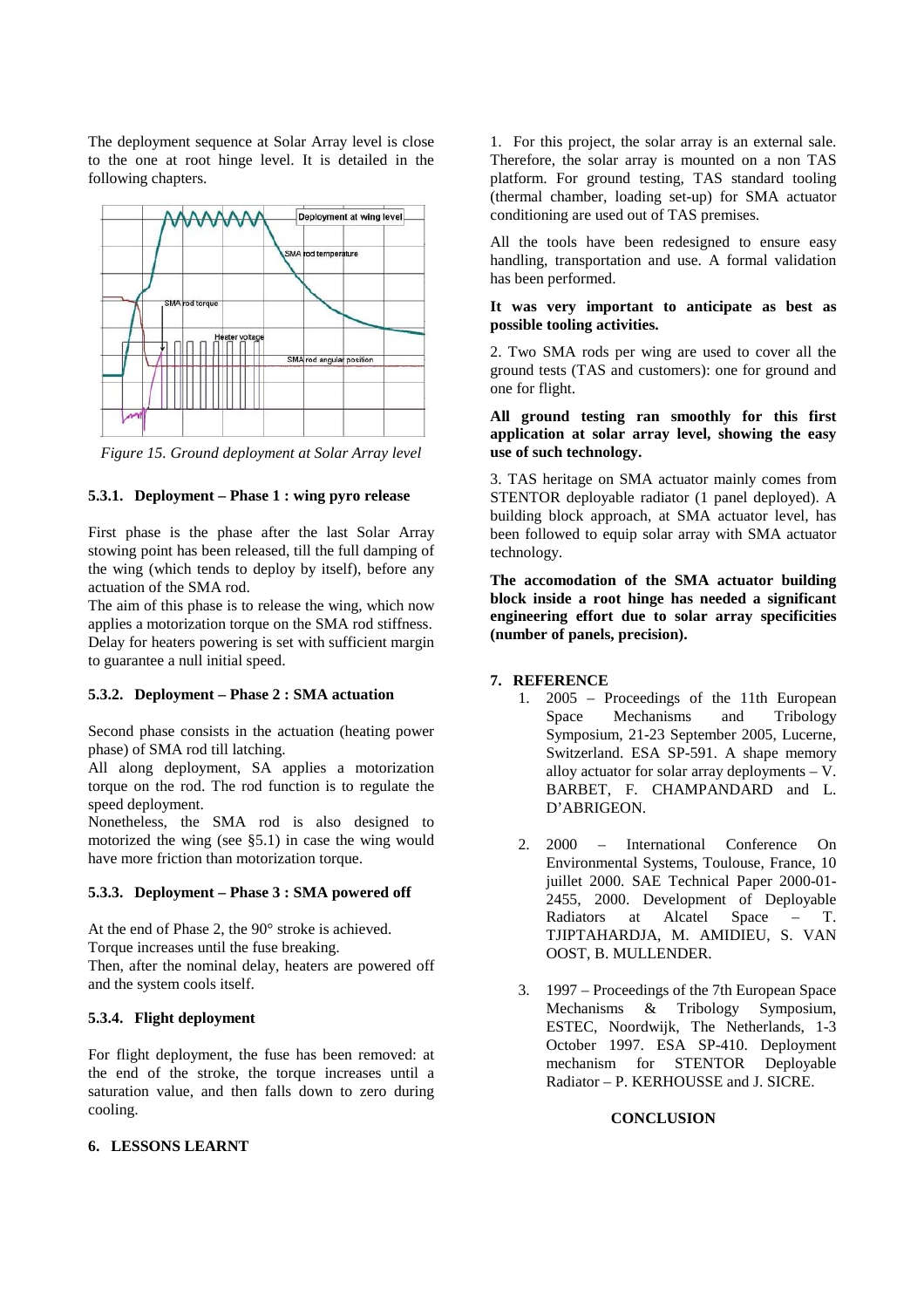The deployment sequence at Solar Array level is close to the one at root hinge level. It is detailed in the following chapters.

*Figure 15. Ground deployment at Solar Array level*

### 5.3.1. Deployment – Phase 1 : wing pyro release

First phase is the phase after the last Solar Array stowing point has been released, till the full damping of the wing (which tends to deploy by itself), before any actuation of the SMA rod.

The aim of this phase is to release the wing, which now applies a motorization torque on the SMA rod stiffness. Delay for heaters powering is set with sufficient margin to guarantee a null initial speed.

### 5.3.2. Deployment – Phase 2 : SMA actuation

Second phase consists in the actuation (heating power phase) of SMA rod till latching.

All along deployment, SA applies a motorization torque on the rod. The rod function is to regulate the speed deployment.

Nonetheless, the SMA rod is also designed to motorized the wing (see §5.1) in case the wing would have more friction than motorization torque.

### 5.3.3. Deployment – Phase 3 : SMA powered off

At the end of Phase 2, the 90° stroke is achieved.

Torque increases until the fuse breaking.

Then, after the nominal delay, heaters are powered off and the system cools itself.

### 5.3.4. Flight deployment

For flight deployment, the fuse has been removed: at the end of the stroke, the torque increases until a saturation value, and then falls down to zero during cooling.

## 6. LESSONS LEARNT

1. For this project, the solar array is an external sale. Therefore, the solar array is mounted on a non TAS platform. For ground testing, TAS standard tooling (thermal chamber, loading set-up) for SMA actuator conditioning are used out of TAS premises.

All the tools have been redesigned to ensure easy handling, transportation and use. A formal validation has been performed.

**It was very important to anticipate as best as possible tooling activities.**

2. Two SMA rods per wing are used to cover all the ground tests (TAS and customers): one for ground and one for flight.

**All ground testing ran smoothly for this first application at solar array level, showing the easy use of such technology.**

3. TAS heritage on SMA actuator mainly comes from STENTOR deployable radiator (1 panel deployed). A building block approach, at SMA actuator level, has been followed to equip solar array with SMA actuator technology.

**The accomodation of the SMA actuator building block inside a root hinge has needed a significant engineering effort due to solar array specificities (number of panels, precision).**

## 7. REFERENCE

1. 2005 – Proceedings of the 11th European Space Mechanisms and Tribology Symposium, 21-23 September 2005, Lucerne, Switzerland. ESA SP-591. A shape memory alloy actuator for solar array deployments – V. BARBET, F. CHAMPANDARD and L. D'ABRIGEON.

2. 2000 – International Conference On Environmental Systems, Toulouse, France, 10 juillet 2000. SAE Technical Paper 2000-01-2455, 2000. Development of Deployable Radiators at Alcatel Space – T. TJIPTAHARDJA, M. AMIDIEU, S. VAN OOST, B. MULLENDER.

3. 1997 – Proceedings of the 7th European Space Mechanisms & Tribology Symposium, ESTEC, Noordwijk, The Netherlands, 1-3 October 1997. ESA SP-410. Deployment mechanism for STENTOR Deployable Radiator – P. KERHOUSSE and J. SICRE.

## CONCLUSION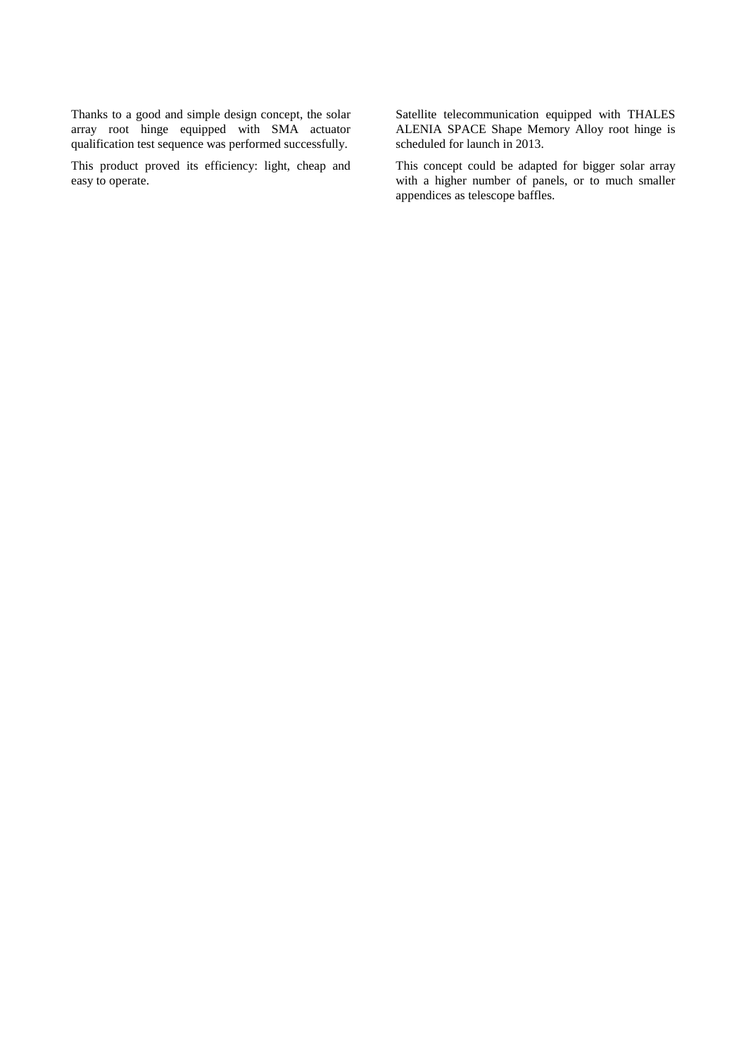Thanks to a good and simple design concept, the solar array root hinge equipped with SMA actuator qualification test sequence was performed successfully.

This product proved its efficiency: light, cheap and easy to operate.

Satellite telecommunication equipped with THALES ALENIA SPACE Shape Memory Alloy root hinge is scheduled for launch in 2013.

This concept could be adapted for bigger solar array with a higher number of panels, or to much smaller appendices as telescope baffles.